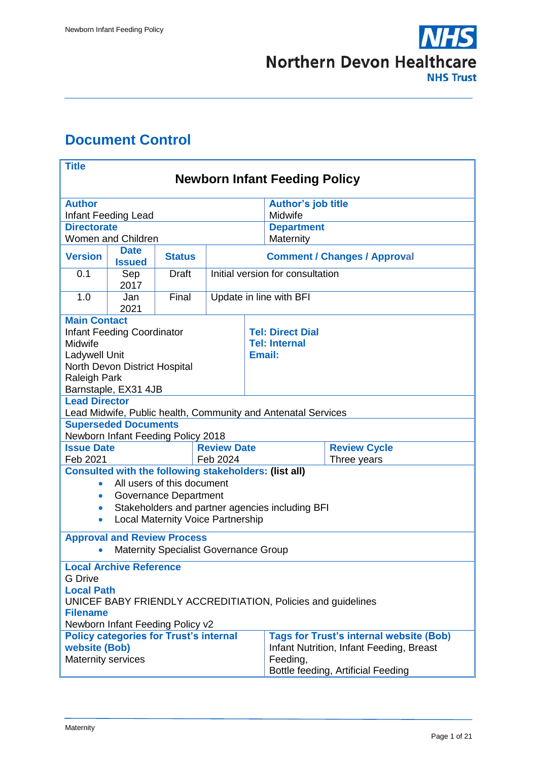# Document Control

| **Title** | | | | |
|---|---|---|---|---|
| **Newborn Infant Feeding Policy** | | | | |
| **Author**<br>Infant Feeding Lead | | | **Author's job title**<br>Midwife | |
| **Directorate**<br>Women and Children | | | **Department**<br>Maternity | |
| **Version** | **Date Issued** | **Status** | **Comment / Changes / Approval** | |
| 0.1 | Sep 2017 | Draft | Initial version for consultation | |
| 1.0 | Jan 2021 | Final | Update in line with BFI | |
| **Main Contact**<br>Infant Feeding Coordinator<br>Midwife<br>Ladywell Unit<br>North Devon District Hospital<br>Raleigh Park<br>Barnstaple, EX31 4JB | | | **Tel: Direct Dial**<br>**Tel: Internal**<br>**Email:** | |
| **Lead Director**<br>Lead Midwife, Public health, Community and Antenatal Services | | | | |
| **Superseded Documents**<br>Newborn Infant Feeding Policy 2018 | | | | |
| **Issue Date**<br>Feb 2021 | | **Review Date**<br>Feb 2024 | | **Review Cycle**<br>Three years |
| **Consulted with the following stakeholders: (list all)**<br>• All users of this document<br>• Governance Department<br>• Stakeholders and partner agencies including BFI<br>• Local Maternity Voice Partnership | | | | |
| **Approval and Review Process**<br>• Maternity Specialist Governance Group | | | | |
| **Local Archive Reference**<br>G Drive<br>**Local Path**<br>UNICEF BABY FRIENDLY ACCREDITIATION, Policies and guidelines<br>**Filename**<br>Newborn Infant Feeding Policy v2 | | | | |
| **Policy categories for Trust's internal website (Bob)**<br>Maternity services | | | **Tags for Trust's internal website (Bob)**<br>Infant Nutrition, Infant Feeding, Breast Feeding,<br>Bottle feeding, Artificial Feeding | |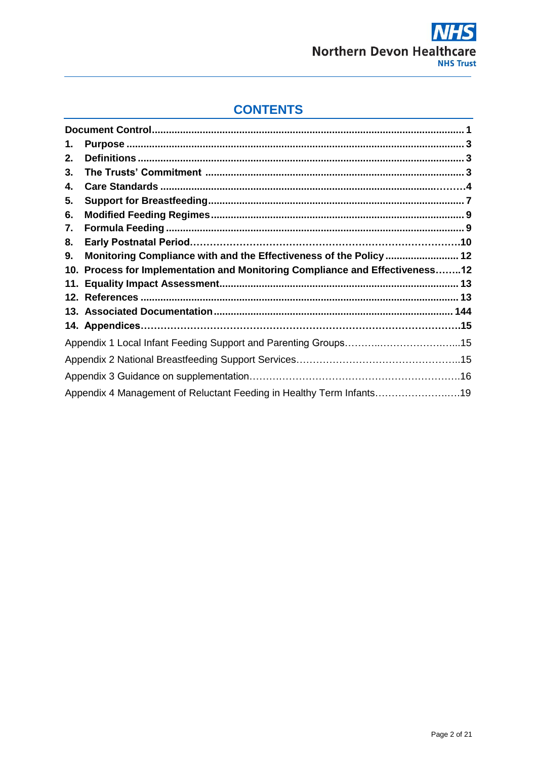## CONTENTS

| | | |
|---|---|---|
| **Document Control** | | **1** |
| **1.** | **Purpose** | **3** |
| **2.** | **Definitions** | **3** |
| **3.** | **The Trusts' Commitment** | **3** |
| **4.** | **Care Standards** | **4** |
| **5.** | **Support for Breastfeeding** | **7** |
| **6.** | **Modified Feeding Regimes** | **9** |
| **7.** | **Formula Feeding** | **9** |
| **8.** | **Early Postnatal Period** | **10** |
| **9.** | **Monitoring Compliance with and the Effectiveness of the Policy** | **12** |
| **10.** | **Process for Implementation and Monitoring Compliance and Effectiveness** | **12** |
| **11.** | **Equality Impact Assessment** | **13** |
| **12.** | **References** | **13** |
| **13.** | **Associated Documentation** | **144** |
| **14.** | **Appendices** | **15** |
| Appendix 1 Local Infant Feeding Support and Parenting Groups | | 15 |
| Appendix 2 National Breastfeeding Support Services | | 15 |
| Appendix 3 Guidance on supplementation | | 16 |
| Appendix 4 Management of Reluctant Feeding in Healthy Term Infants | | 19 |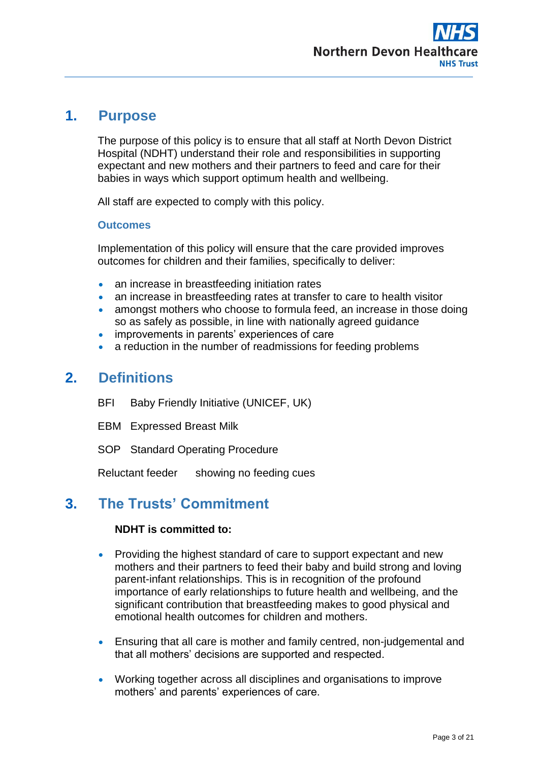## 1. Purpose

The purpose of this policy is to ensure that all staff at North Devon District Hospital (NDHT) understand their role and responsibilities in supporting expectant and new mothers and their partners to feed and care for their babies in ways which support optimum health and wellbeing.

All staff are expected to comply with this policy.

### Outcomes

Implementation of this policy will ensure that the care provided improves outcomes for children and their families, specifically to deliver:

- an increase in breastfeeding initiation rates
- an increase in breastfeeding rates at transfer to care to health visitor
- amongst mothers who choose to formula feed, an increase in those doing so as safely as possible, in line with nationally agreed guidance
- improvements in parents' experiences of care
- a reduction in the number of readmissions for feeding problems

## 2. Definitions

BFI Baby Friendly Initiative (UNICEF, UK)

EBM Expressed Breast Milk

SOP Standard Operating Procedure

Reluctant feeder showing no feeding cues

## 3. The Trusts' Commitment

**NDHT is committed to:**

- Providing the highest standard of care to support expectant and new mothers and their partners to feed their baby and build strong and loving parent-infant relationships. This is in recognition of the profound importance of early relationships to future health and wellbeing, and the significant contribution that breastfeeding makes to good physical and emotional health outcomes for children and mothers.

- Ensuring that all care is mother and family centred, non-judgemental and that all mothers' decisions are supported and respected.

- Working together across all disciplines and organisations to improve mothers' and parents' experiences of care.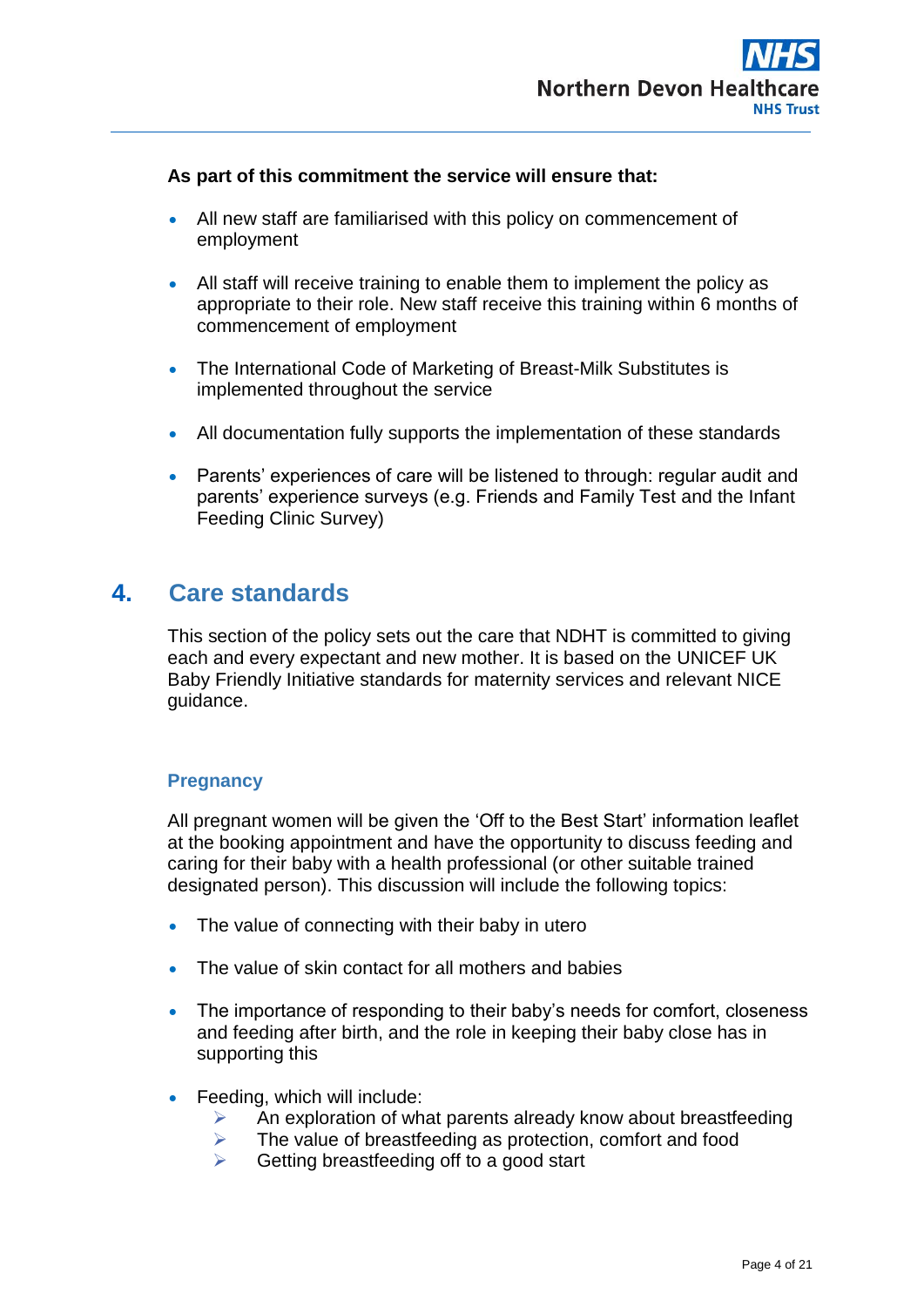**As part of this commitment the service will ensure that:**

- All new staff are familiarised with this policy on commencement of employment
- All staff will receive training to enable them to implement the policy as appropriate to their role. New staff receive this training within 6 months of commencement of employment
- The International Code of Marketing of Breast-Milk Substitutes is implemented throughout the service
- All documentation fully supports the implementation of these standards
- Parents' experiences of care will be listened to through: regular audit and parents' experience surveys (e.g. Friends and Family Test and the Infant Feeding Clinic Survey)

## 4. Care standards

This section of the policy sets out the care that NDHT is committed to giving each and every expectant and new mother. It is based on the UNICEF UK Baby Friendly Initiative standards for maternity services and relevant NICE guidance.

### Pregnancy

All pregnant women will be given the 'Off to the Best Start' information leaflet at the booking appointment and have the opportunity to discuss feeding and caring for their baby with a health professional (or other suitable trained designated person). This discussion will include the following topics:

- The value of connecting with their baby in utero
- The value of skin contact for all mothers and babies
- The importance of responding to their baby's needs for comfort, closeness and feeding after birth, and the role in keeping their baby close has in supporting this
- Feeding, which will include:
  - An exploration of what parents already know about breastfeeding
  - The value of breastfeeding as protection, comfort and food
  - Getting breastfeeding off to a good start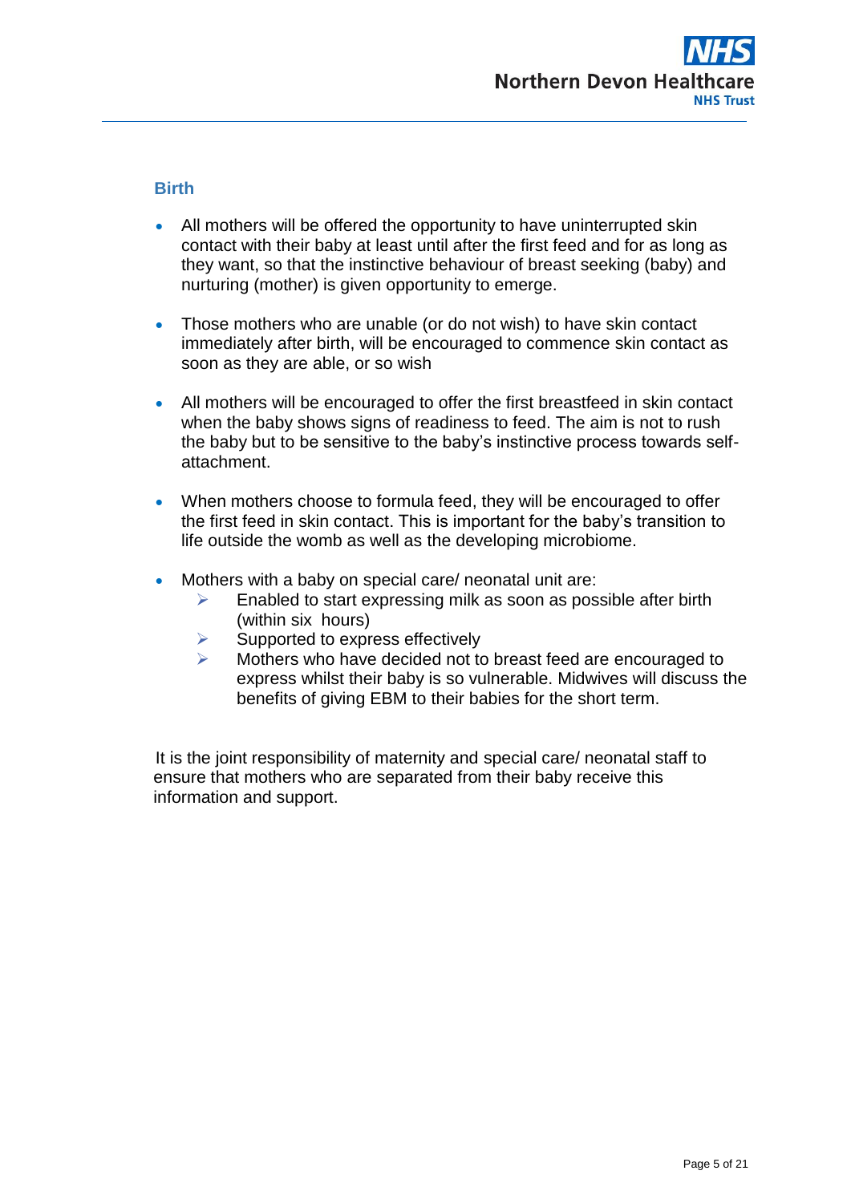## Birth

- All mothers will be offered the opportunity to have uninterrupted skin contact with their baby at least until after the first feed and for as long as they want, so that the instinctive behaviour of breast seeking (baby) and nurturing (mother) is given opportunity to emerge.

- Those mothers who are unable (or do not wish) to have skin contact immediately after birth, will be encouraged to commence skin contact as soon as they are able, or so wish

- All mothers will be encouraged to offer the first breastfeed in skin contact when the baby shows signs of readiness to feed. The aim is not to rush the baby but to be sensitive to the baby's instinctive process towards self-attachment.

- When mothers choose to formula feed, they will be encouraged to offer the first feed in skin contact. This is important for the baby's transition to life outside the womb as well as the developing microbiome.

- Mothers with a baby on special care/ neonatal unit are:
  - Enabled to start expressing milk as soon as possible after birth (within six hours)
  - Supported to express effectively
  - Mothers who have decided not to breast feed are encouraged to express whilst their baby is so vulnerable. Midwives will discuss the benefits of giving EBM to their babies for the short term.

It is the joint responsibility of maternity and special care/ neonatal staff to ensure that mothers who are separated from their baby receive this information and support.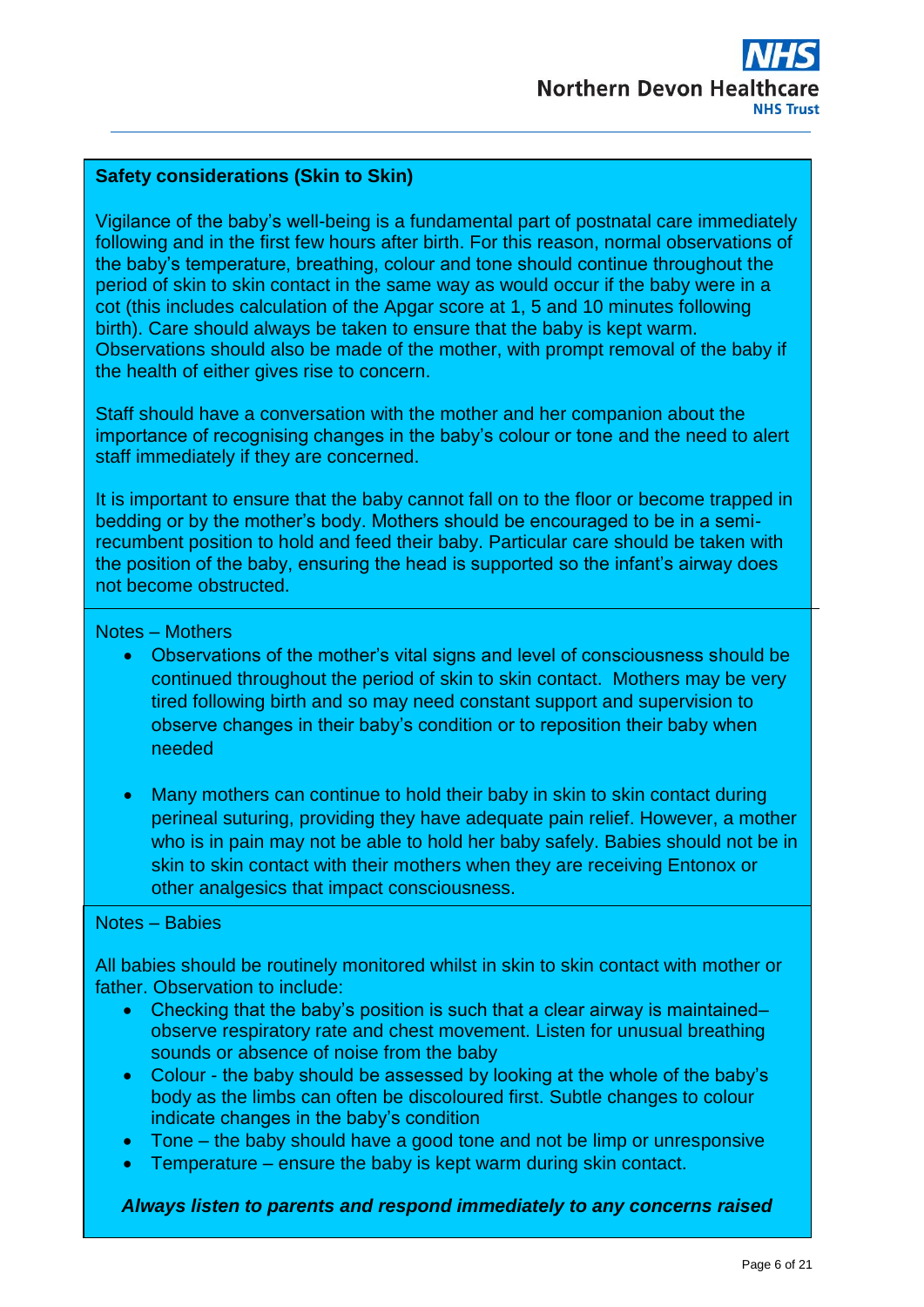**Safety considerations (Skin to Skin)**

Vigilance of the baby's well-being is a fundamental part of postnatal care immediately following and in the first few hours after birth. For this reason, normal observations of the baby's temperature, breathing, colour and tone should continue throughout the period of skin to skin contact in the same way as would occur if the baby were in a cot (this includes calculation of the Apgar score at 1, 5 and 10 minutes following birth). Care should always be taken to ensure that the baby is kept warm. Observations should also be made of the mother, with prompt removal of the baby if the health of either gives rise to concern.

Staff should have a conversation with the mother and her companion about the importance of recognising changes in the baby's colour or tone and the need to alert staff immediately if they are concerned.

It is important to ensure that the baby cannot fall on to the floor or become trapped in bedding or by the mother's body. Mothers should be encouraged to be in a semi-recumbent position to hold and feed their baby. Particular care should be taken with the position of the baby, ensuring the head is supported so the infant's airway does not become obstructed.

Notes – Mothers

- Observations of the mother's vital signs and level of consciousness should be continued throughout the period of skin to skin contact. Mothers may be very tired following birth and so may need constant support and supervision to observe changes in their baby's condition or to reposition their baby when needed

- Many mothers can continue to hold their baby in skin to skin contact during perineal suturing, providing they have adequate pain relief. However, a mother who is in pain may not be able to hold her baby safely. Babies should not be in skin to skin contact with their mothers when they are receiving Entonox or other analgesics that impact consciousness.

Notes – Babies

All babies should be routinely monitored whilst in skin to skin contact with mother or father. Observation to include:

- Checking that the baby's position is such that a clear airway is maintained– observe respiratory rate and chest movement. Listen for unusual breathing sounds or absence of noise from the baby
- Colour - the baby should be assessed by looking at the whole of the baby's body as the limbs can often be discoloured first. Subtle changes to colour indicate changes in the baby's condition
- Tone – the baby should have a good tone and not be limp or unresponsive
- Temperature – ensure the baby is kept warm during skin contact.

***Always listen to parents and respond immediately to any concerns raised***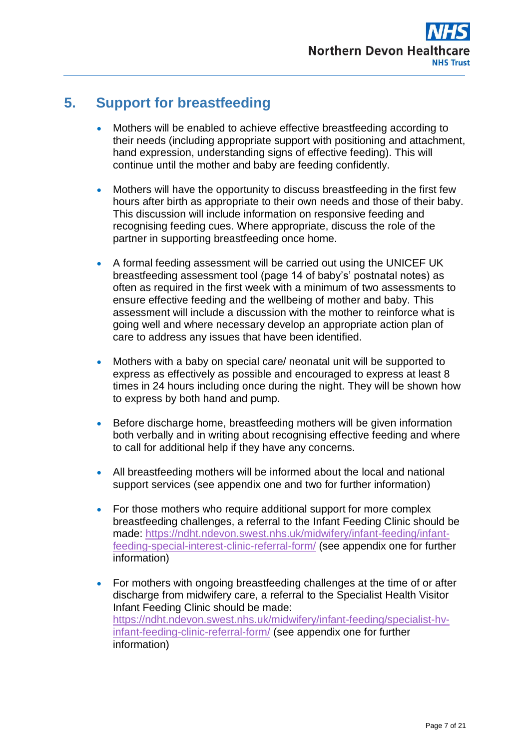## 5. Support for breastfeeding

- Mothers will be enabled to achieve effective breastfeeding according to their needs (including appropriate support with positioning and attachment, hand expression, understanding signs of effective feeding). This will continue until the mother and baby are feeding confidently.

- Mothers will have the opportunity to discuss breastfeeding in the first few hours after birth as appropriate to their own needs and those of their baby. This discussion will include information on responsive feeding and recognising feeding cues. Where appropriate, discuss the role of the partner in supporting breastfeeding once home.

- A formal feeding assessment will be carried out using the UNICEF UK breastfeeding assessment tool (page 14 of baby's' postnatal notes) as often as required in the first week with a minimum of two assessments to ensure effective feeding and the wellbeing of mother and baby. This assessment will include a discussion with the mother to reinforce what is going well and where necessary develop an appropriate action plan of care to address any issues that have been identified.

- Mothers with a baby on special care/ neonatal unit will be supported to express as effectively as possible and encouraged to express at least 8 times in 24 hours including once during the night. They will be shown how to express by both hand and pump.

- Before discharge home, breastfeeding mothers will be given information both verbally and in writing about recognising effective feeding and where to call for additional help if they have any concerns.

- All breastfeeding mothers will be informed about the local and national support services (see appendix one and two for further information)

- For those mothers who require additional support for more complex breastfeeding challenges, a referral to the Infant Feeding Clinic should be made: [https://ndht.ndevon.swest.nhs.uk/midwifery/infant-feeding/infant-feeding-special-interest-clinic-referral-form/](https://ndht.ndevon.swest.nhs.uk/midwifery/infant-feeding/infant-feeding-special-interest-clinic-referral-form/) (see appendix one for further information)

- For mothers with ongoing breastfeeding challenges at the time of or after discharge from midwifery care, a referral to the Specialist Health Visitor Infant Feeding Clinic should be made: [https://ndht.ndevon.swest.nhs.uk/midwifery/infant-feeding/specialist-hv-infant-feeding-clinic-referral-form/](https://ndht.ndevon.swest.nhs.uk/midwifery/infant-feeding/specialist-hv-infant-feeding-clinic-referral-form/) (see appendix one for further information)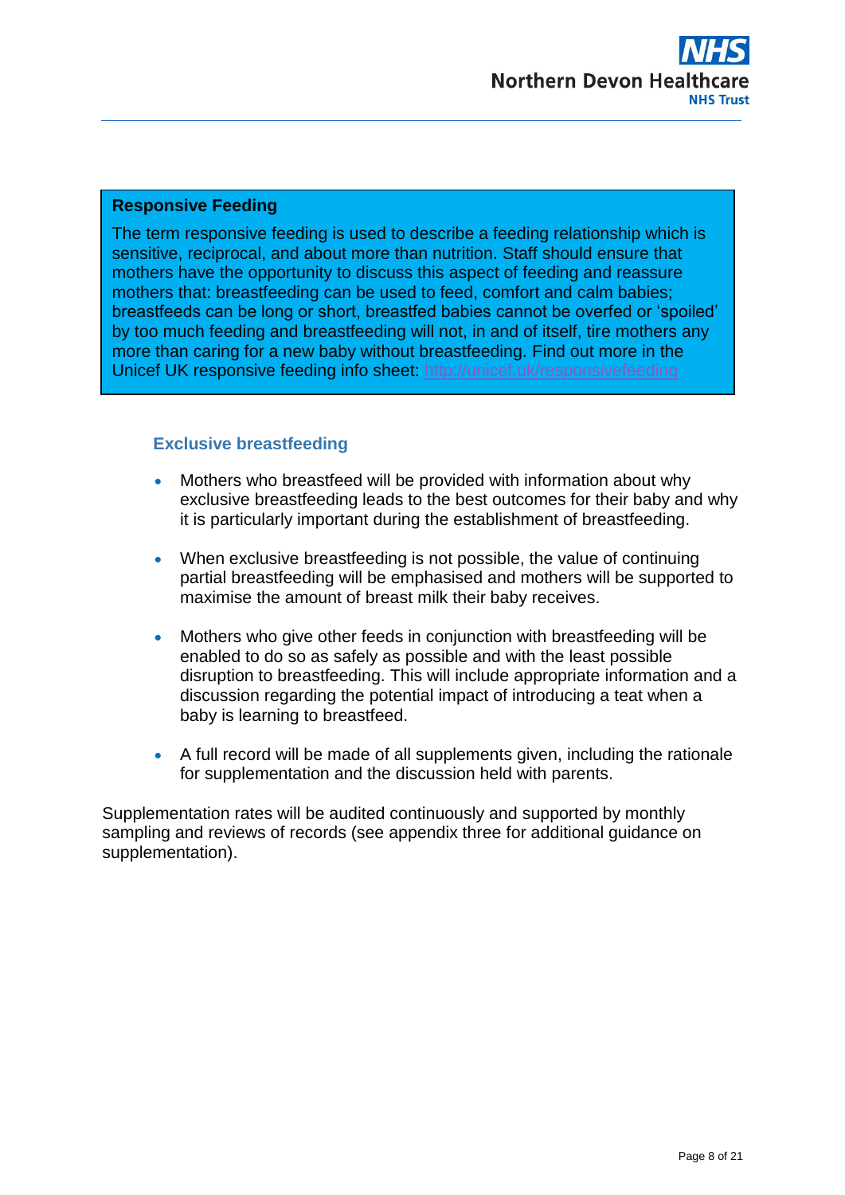**Responsive Feeding**

The term responsive feeding is used to describe a feeding relationship which is sensitive, reciprocal, and about more than nutrition. Staff should ensure that mothers have the opportunity to discuss this aspect of feeding and reassure mothers that: breastfeeding can be used to feed, comfort and calm babies; breastfeeds can be long or short, breastfed babies cannot be overfed or 'spoiled' by too much feeding and breastfeeding will not, in and of itself, tire mothers any more than caring for a new baby without breastfeeding. Find out more in the Unicef UK responsive feeding info sheet: http://unicef.uk/responsivefeeding

### Exclusive breastfeeding

- Mothers who breastfeed will be provided with information about why exclusive breastfeeding leads to the best outcomes for their baby and why it is particularly important during the establishment of breastfeeding.
- When exclusive breastfeeding is not possible, the value of continuing partial breastfeeding will be emphasised and mothers will be supported to maximise the amount of breast milk their baby receives.
- Mothers who give other feeds in conjunction with breastfeeding will be enabled to do so as safely as possible and with the least possible disruption to breastfeeding. This will include appropriate information and a discussion regarding the potential impact of introducing a teat when a baby is learning to breastfeed.
- A full record will be made of all supplements given, including the rationale for supplementation and the discussion held with parents.

Supplementation rates will be audited continuously and supported by monthly sampling and reviews of records (see appendix three for additional guidance on supplementation).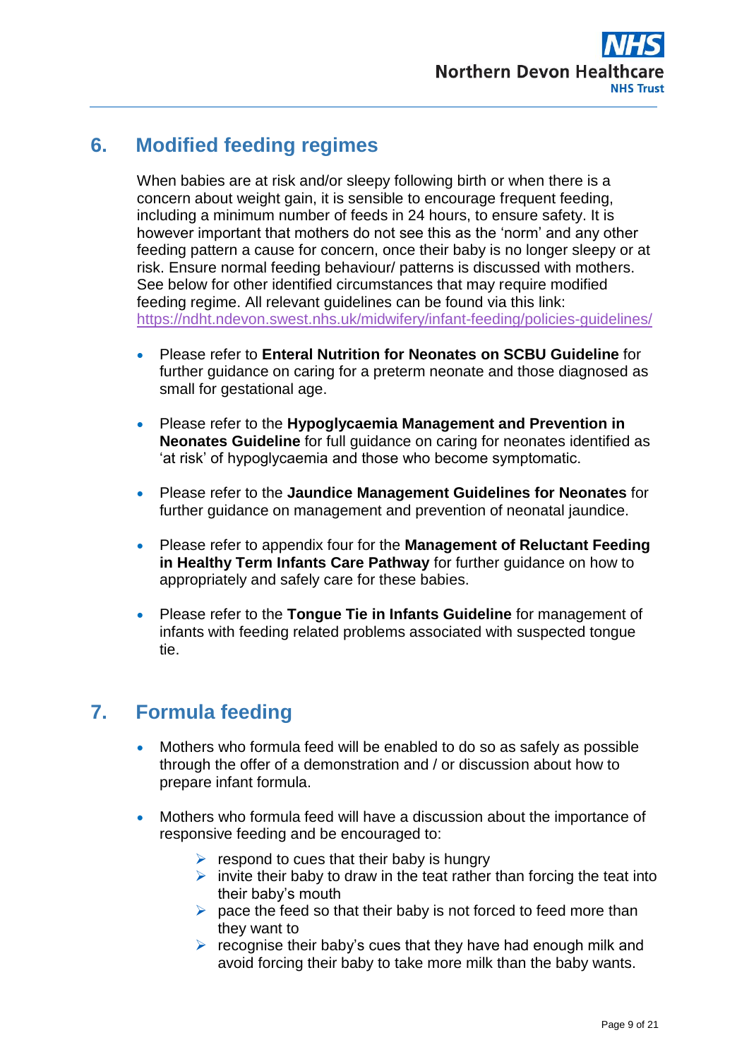## 6. Modified feeding regimes

When babies are at risk and/or sleepy following birth or when there is a concern about weight gain, it is sensible to encourage frequent feeding, including a minimum number of feeds in 24 hours, to ensure safety. It is however important that mothers do not see this as the 'norm' and any other feeding pattern a cause for concern, once their baby is no longer sleepy or at risk. Ensure normal feeding behaviour/ patterns is discussed with mothers. See below for other identified circumstances that may require modified feeding regime. All relevant guidelines can be found via this link: https://ndht.ndevon.swest.nhs.uk/midwifery/infant-feeding/policies-guidelines/

- Please refer to **Enteral Nutrition for Neonates on SCBU Guideline** for further guidance on caring for a preterm neonate and those diagnosed as small for gestational age.

- Please refer to the **Hypoglycaemia Management and Prevention in Neonates Guideline** for full guidance on caring for neonates identified as 'at risk' of hypoglycaemia and those who become symptomatic.

- Please refer to the **Jaundice Management Guidelines for Neonates** for further guidance on management and prevention of neonatal jaundice.

- Please refer to appendix four for the **Management of Reluctant Feeding in Healthy Term Infants Care Pathway** for further guidance on how to appropriately and safely care for these babies.

- Please refer to the **Tongue Tie in Infants Guideline** for management of infants with feeding related problems associated with suspected tongue tie.

## 7. Formula feeding

- Mothers who formula feed will be enabled to do so as safely as possible through the offer of a demonstration and / or discussion about how to prepare infant formula.

- Mothers who formula feed will have a discussion about the importance of responsive feeding and be encouraged to:
  - respond to cues that their baby is hungry
  - invite their baby to draw in the teat rather than forcing the teat into their baby's mouth
  - pace the feed so that their baby is not forced to feed more than they want to
  - recognise their baby's cues that they have had enough milk and avoid forcing their baby to take more milk than the baby wants.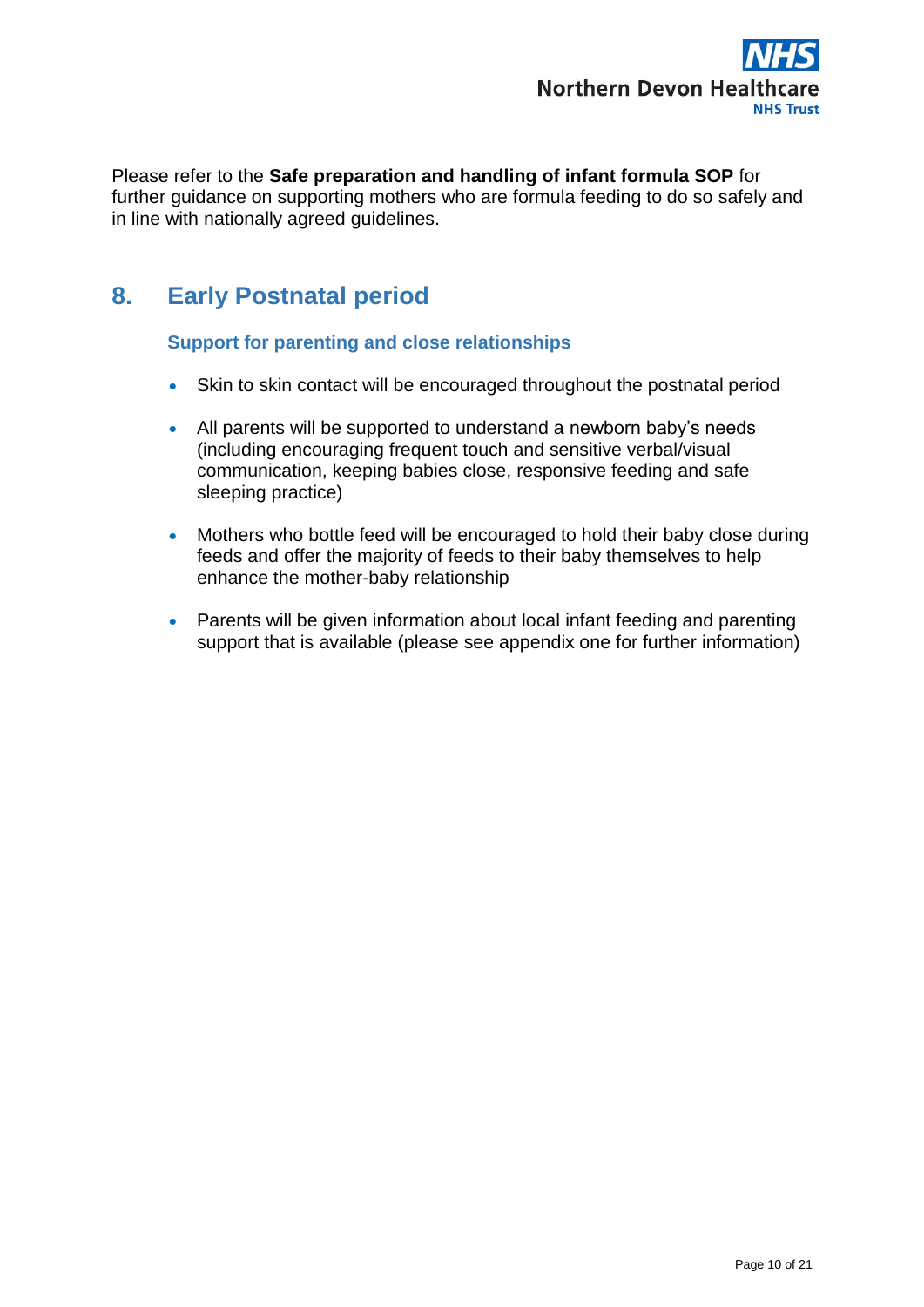Please refer to the **Safe preparation and handling of infant formula SOP** for further guidance on supporting mothers who are formula feeding to do so safely and in line with nationally agreed guidelines.

## 8. Early Postnatal period

### Support for parenting and close relationships

- Skin to skin contact will be encouraged throughout the postnatal period
- All parents will be supported to understand a newborn baby's needs (including encouraging frequent touch and sensitive verbal/visual communication, keeping babies close, responsive feeding and safe sleeping practice)
- Mothers who bottle feed will be encouraged to hold their baby close during feeds and offer the majority of feeds to their baby themselves to help enhance the mother-baby relationship
- Parents will be given information about local infant feeding and parenting support that is available (please see appendix one for further information)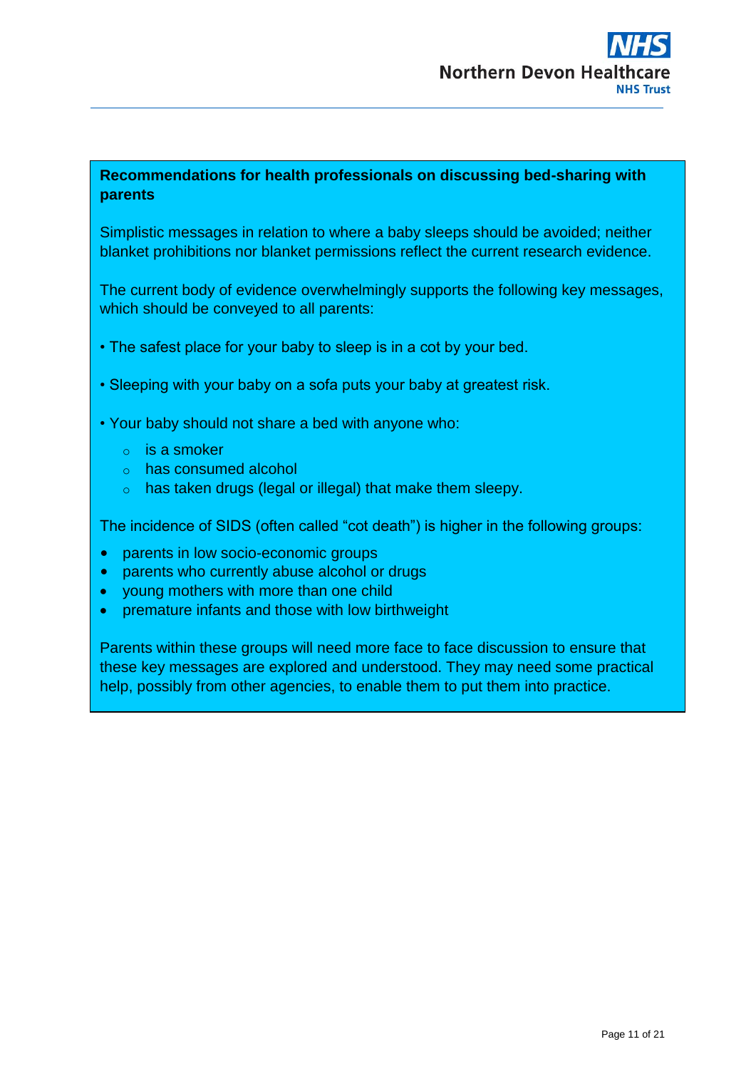**Recommendations for health professionals on discussing bed-sharing with parents**

Simplistic messages in relation to where a baby sleeps should be avoided; neither blanket prohibitions nor blanket permissions reflect the current research evidence.

The current body of evidence overwhelmingly supports the following key messages, which should be conveyed to all parents:

- The safest place for your baby to sleep is in a cot by your bed.
- Sleeping with your baby on a sofa puts your baby at greatest risk.
- Your baby should not share a bed with anyone who:
  - is a smoker
  - has consumed alcohol
  - has taken drugs (legal or illegal) that make them sleepy.

The incidence of SIDS (often called "cot death") is higher in the following groups:

- parents in low socio-economic groups
- parents who currently abuse alcohol or drugs
- young mothers with more than one child
- premature infants and those with low birthweight

Parents within these groups will need more face to face discussion to ensure that these key messages are explored and understood. They may need some practical help, possibly from other agencies, to enable them to put them into practice.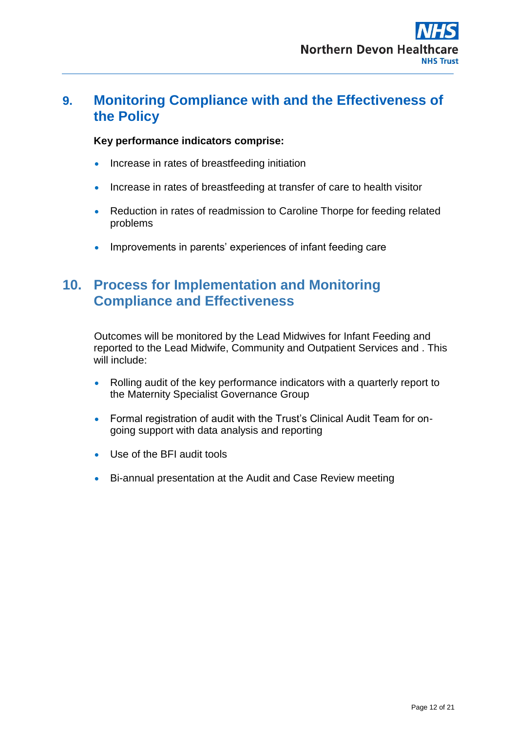## 9. Monitoring Compliance with and the Effectiveness of the Policy

**Key performance indicators comprise:**

- Increase in rates of breastfeeding initiation
- Increase in rates of breastfeeding at transfer of care to health visitor
- Reduction in rates of readmission to Caroline Thorpe for feeding related problems
- Improvements in parents' experiences of infant feeding care

## 10. Process for Implementation and Monitoring Compliance and Effectiveness

Outcomes will be monitored by the Lead Midwives for Infant Feeding and reported to the Lead Midwife, Community and Outpatient Services and . This will include:

- Rolling audit of the key performance indicators with a quarterly report to the Maternity Specialist Governance Group
- Formal registration of audit with the Trust's Clinical Audit Team for on-going support with data analysis and reporting
- Use of the BFI audit tools
- Bi-annual presentation at the Audit and Case Review meeting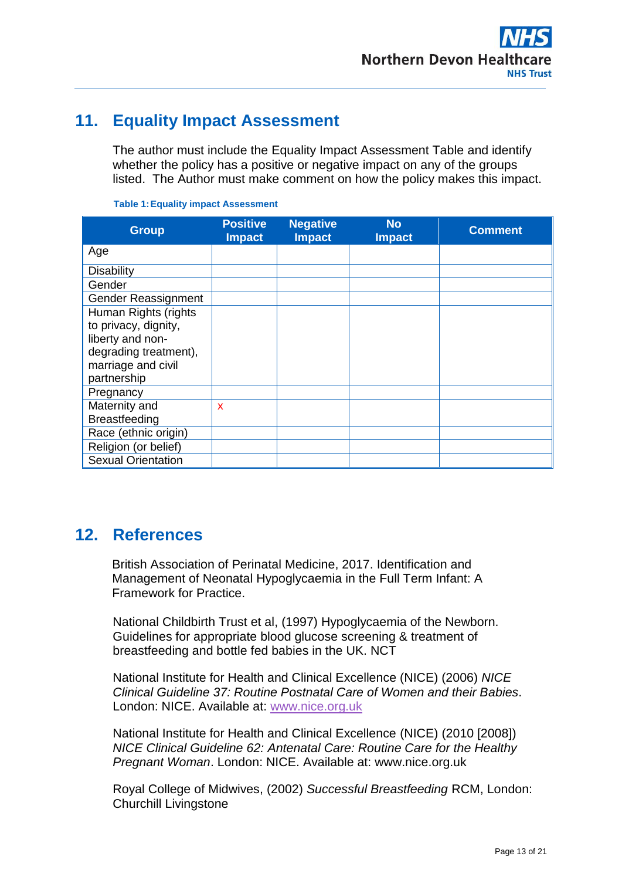## 11. Equality Impact Assessment

The author must include the Equality Impact Assessment Table and identify whether the policy has a positive or negative impact on any of the groups listed. The Author must make comment on how the policy makes this impact.

**Table 1: Equality impact Assessment**

| Group | Positive Impact | Negative Impact | No Impact | Comment |
|---|---|---|---|---|
| Age | | | | |
| Disability | | | | |
| Gender | | | | |
| Gender Reassignment | | | | |
| Human Rights (rights to privacy, dignity, liberty and non-degrading treatment), marriage and civil partnership | | | | |
| Pregnancy | | | | |
| Maternity and Breastfeeding | x | | | |
| Race (ethnic origin) | | | | |
| Religion (or belief) | | | | |
| Sexual Orientation | | | | |

## 12. References

British Association of Perinatal Medicine, 2017. Identification and Management of Neonatal Hypoglycaemia in the Full Term Infant: A Framework for Practice.

National Childbirth Trust et al, (1997) Hypoglycaemia of the Newborn. Guidelines for appropriate blood glucose screening & treatment of breastfeeding and bottle fed babies in the UK. NCT

National Institute for Health and Clinical Excellence (NICE) (2006) *NICE Clinical Guideline 37: Routine Postnatal Care of Women and their Babies*. London: NICE. Available at: www.nice.org.uk

National Institute for Health and Clinical Excellence (NICE) (2010 [2008]) *NICE Clinical Guideline 62: Antenatal Care: Routine Care for the Healthy Pregnant Woman*. London: NICE. Available at: www.nice.org.uk

Royal College of Midwives, (2002) *Successful Breastfeeding* RCM, London: Churchill Livingstone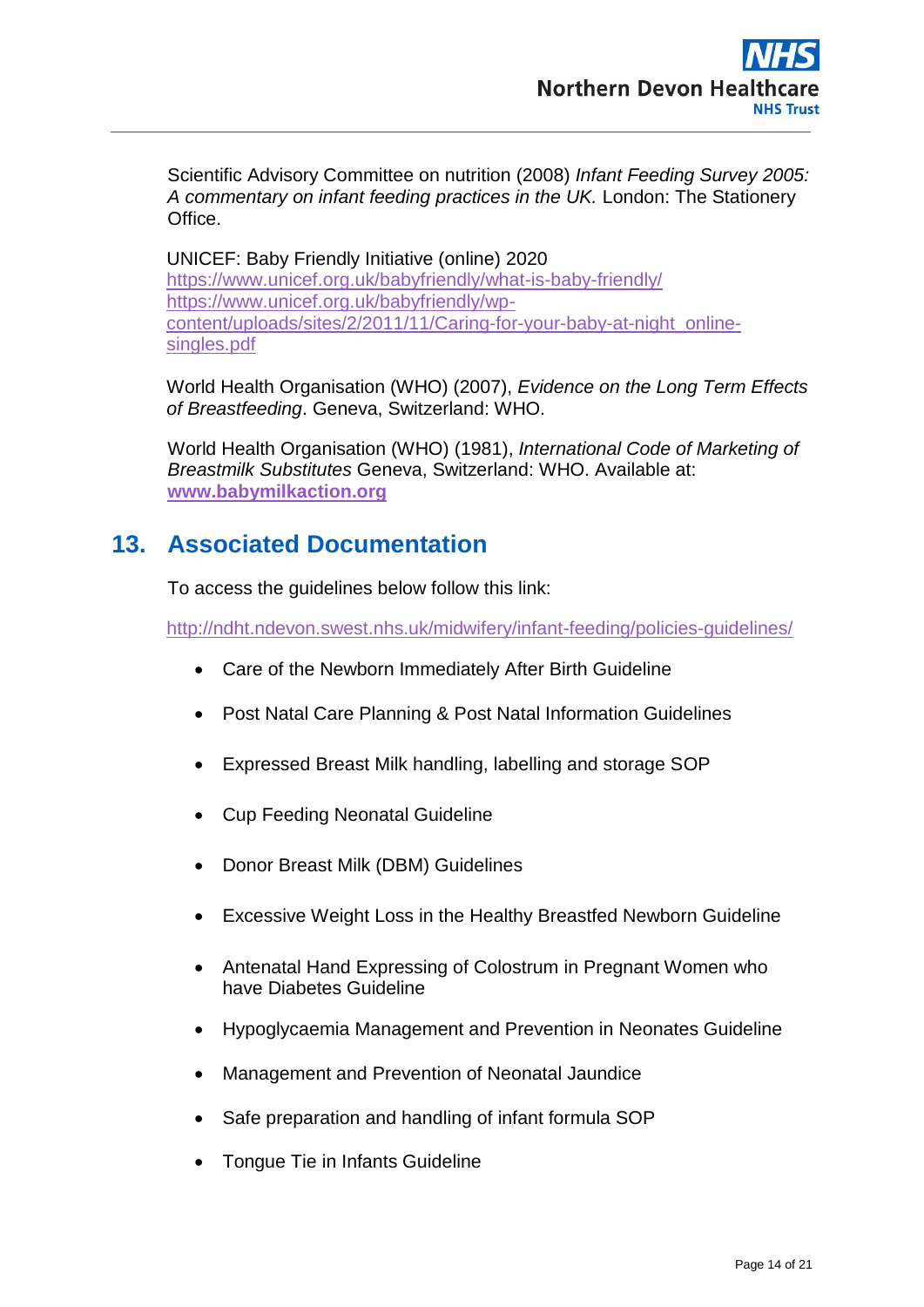Scientific Advisory Committee on nutrition (2008) *Infant Feeding Survey 2005: A commentary on infant feeding practices in the UK.* London: The Stationery Office.

UNICEF: Baby Friendly Initiative (online) 2020
https://www.unicef.org.uk/babyfriendly/what-is-baby-friendly/
https://www.unicef.org.uk/babyfriendly/wp-content/uploads/sites/2/2011/11/Caring-for-your-baby-at-night_online-singles.pdf

World Health Organisation (WHO) (2007), *Evidence on the Long Term Effects of Breastfeeding*. Geneva, Switzerland: WHO.

World Health Organisation (WHO) (1981), *International Code of Marketing of Breastmilk Substitutes* Geneva, Switzerland: WHO. Available at: **www.babymilkaction.org**

## 13. Associated Documentation

To access the guidelines below follow this link:

http://ndht.ndevon.swest.nhs.uk/midwifery/infant-feeding/policies-guidelines/

- Care of the Newborn Immediately After Birth Guideline
- Post Natal Care Planning & Post Natal Information Guidelines
- Expressed Breast Milk handling, labelling and storage SOP
- Cup Feeding Neonatal Guideline
- Donor Breast Milk (DBM) Guidelines
- Excessive Weight Loss in the Healthy Breastfed Newborn Guideline
- Antenatal Hand Expressing of Colostrum in Pregnant Women who have Diabetes Guideline
- Hypoglycaemia Management and Prevention in Neonates Guideline
- Management and Prevention of Neonatal Jaundice
- Safe preparation and handling of infant formula SOP
- Tongue Tie in Infants Guideline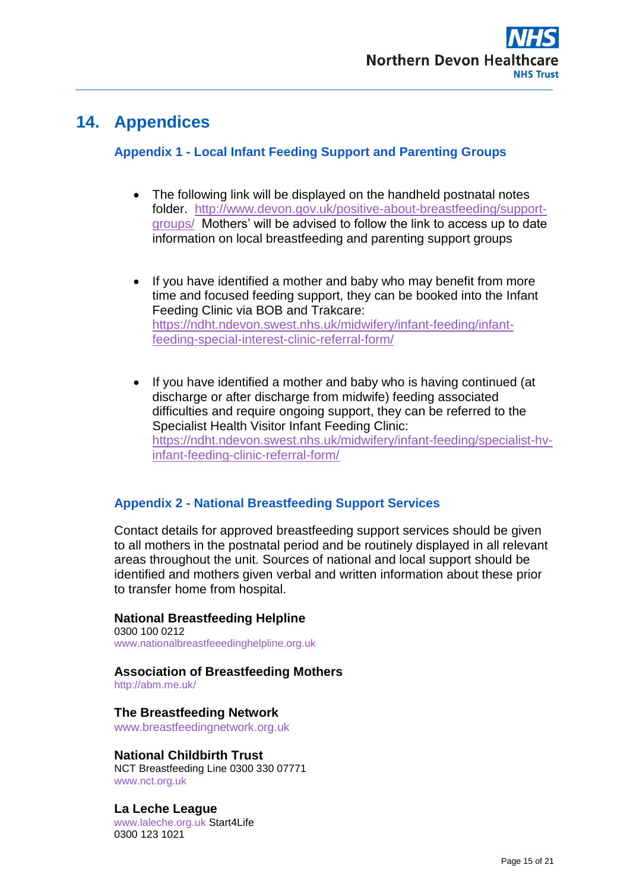# 14. Appendices

## Appendix 1 - Local Infant Feeding Support and Parenting Groups

- The following link will be displayed on the handheld postnatal notes folder. http://www.devon.gov.uk/positive-about-breastfeeding/support-groups/ Mothers' will be advised to follow the link to access up to date information on local breastfeeding and parenting support groups

- If you have identified a mother and baby who may benefit from more time and focused feeding support, they can be booked into the Infant Feeding Clinic via BOB and Trakcare: https://ndht.ndevon.swest.nhs.uk/midwifery/infant-feeding/infant-feeding-special-interest-clinic-referral-form/

- If you have identified a mother and baby who is having continued (at discharge or after discharge from midwife) feeding associated difficulties and require ongoing support, they can be referred to the Specialist Health Visitor Infant Feeding Clinic: https://ndht.ndevon.swest.nhs.uk/midwifery/infant-feeding/specialist-hv-infant-feeding-clinic-referral-form/

## Appendix 2 - National Breastfeeding Support Services

Contact details for approved breastfeeding support services should be given to all mothers in the postnatal period and be routinely displayed in all relevant areas throughout the unit. Sources of national and local support should be identified and mothers given verbal and written information about these prior to transfer home from hospital.

**National Breastfeeding Helpline**
0300 100 0212
www.nationalbreastfeeedinghelpline.org.uk

**Association of Breastfeeding Mothers**
http://abm.me.uk/

**The Breastfeeding Network**
www.breastfeedingnetwork.org.uk

**National Childbirth Trust**
NCT Breastfeeding Line 0300 330 07771
www.nct.org.uk

**La Leche League**
www.laleche.org.uk Start4Life
0300 123 1021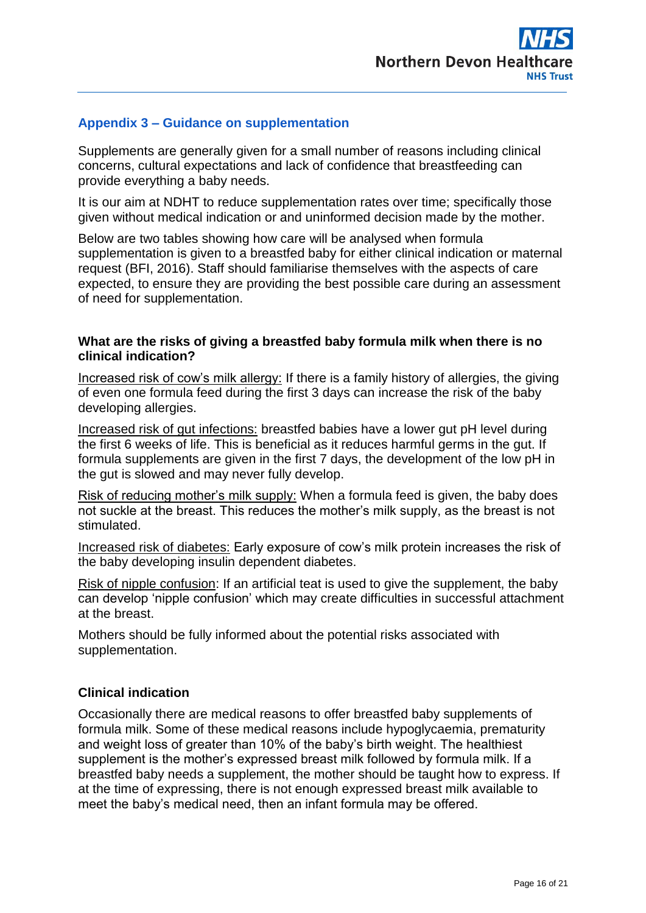## Appendix 3 – Guidance on supplementation

Supplements are generally given for a small number of reasons including clinical concerns, cultural expectations and lack of confidence that breastfeeding can provide everything a baby needs.

It is our aim at NDHT to reduce supplementation rates over time; specifically those given without medical indication or and uninformed decision made by the mother.

Below are two tables showing how care will be analysed when formula supplementation is given to a breastfed baby for either clinical indication or maternal request (BFI, 2016). Staff should familiarise themselves with the aspects of care expected, to ensure they are providing the best possible care during an assessment of need for supplementation.

**What are the risks of giving a breastfed baby formula milk when there is no clinical indication?**

<u>Increased risk of cow's milk allergy:</u> If there is a family history of allergies, the giving of even one formula feed during the first 3 days can increase the risk of the baby developing allergies.

<u>Increased risk of gut infections:</u> breastfed babies have a lower gut pH level during the first 6 weeks of life. This is beneficial as it reduces harmful germs in the gut. If formula supplements are given in the first 7 days, the development of the low pH in the gut is slowed and may never fully develop.

<u>Risk of reducing mother's milk supply:</u> When a formula feed is given, the baby does not suckle at the breast. This reduces the mother's milk supply, as the breast is not stimulated.

<u>Increased risk of diabetes:</u> Early exposure of cow's milk protein increases the risk of the baby developing insulin dependent diabetes.

<u>Risk of nipple confusion</u>: If an artificial teat is used to give the supplement, the baby can develop 'nipple confusion' which may create difficulties in successful attachment at the breast.

Mothers should be fully informed about the potential risks associated with supplementation.

**Clinical indication**

Occasionally there are medical reasons to offer breastfed baby supplements of formula milk. Some of these medical reasons include hypoglycaemia, prematurity and weight loss of greater than 10% of the baby's birth weight. The healthiest supplement is the mother's expressed breast milk followed by formula milk. If a breastfed baby needs a supplement, the mother should be taught how to express. If at the time of expressing, there is not enough expressed breast milk available to meet the baby's medical need, then an infant formula may be offered.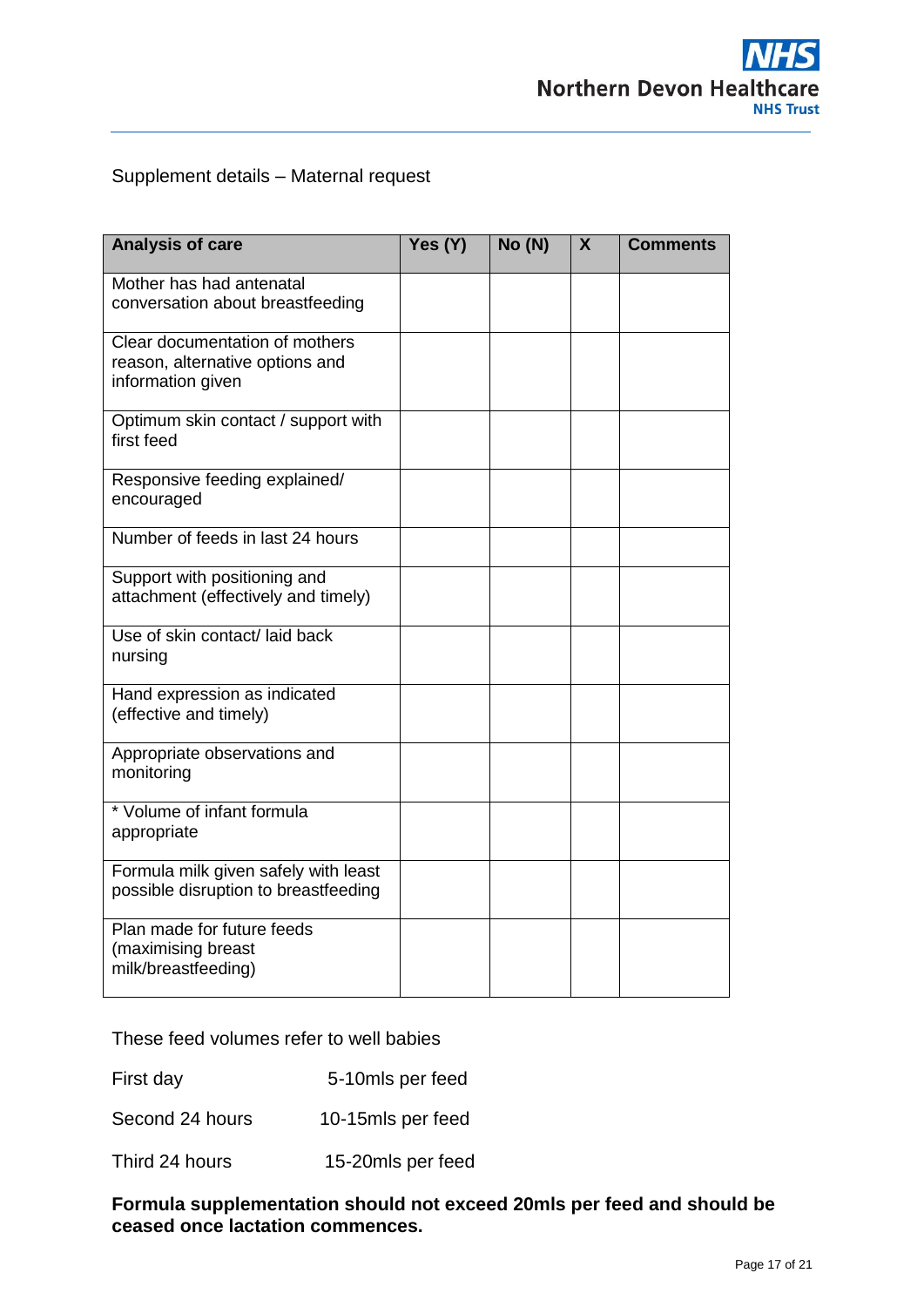Supplement details – Maternal request

| Analysis of care | Yes (Y) | No (N) | X | Comments |
|---|---|---|---|---|
| Mother has had antenatal conversation about breastfeeding | | | | |
| Clear documentation of mothers reason, alternative options and information given | | | | |
| Optimum skin contact / support with first feed | | | | |
| Responsive feeding explained/ encouraged | | | | |
| Number of feeds in last 24 hours | | | | |
| Support with positioning and attachment (effectively and timely) | | | | |
| Use of skin contact/ laid back nursing | | | | |
| Hand expression as indicated (effective and timely) | | | | |
| Appropriate observations and monitoring | | | | |
| * Volume of infant formula appropriate | | | | |
| Formula milk given safely with least possible disruption to breastfeeding | | | | |
| Plan made for future feeds (maximising breast milk/breastfeeding) | | | | |

These feed volumes refer to well babies

| | |
|---|---|
| First day | 5-10mls per feed |
| Second 24 hours | 10-15mls per feed |
| Third 24 hours | 15-20mls per feed |

**Formula supplementation should not exceed 20mls per feed and should be ceased once lactation commences.**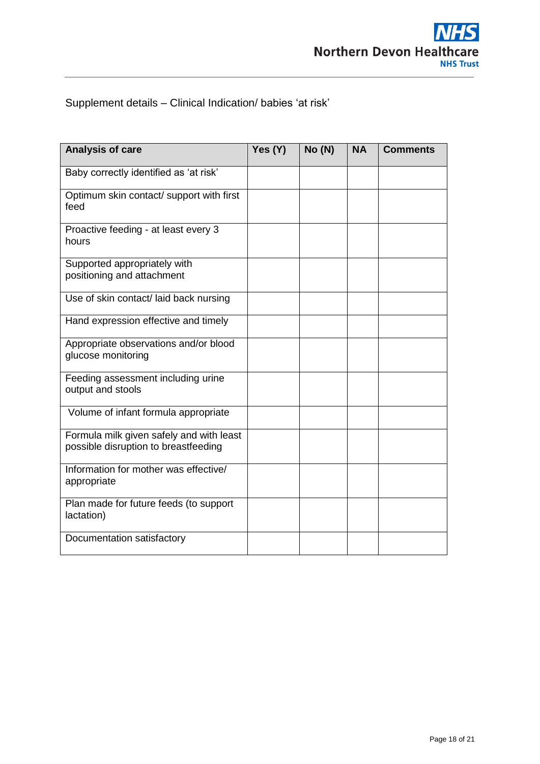Supplement details – Clinical Indication/ babies 'at risk'

| Analysis of care | Yes (Y) | No (N) | NA | Comments |
|---|---|---|---|---|
| Baby correctly identified as 'at risk' | | | | |
| Optimum skin contact/ support with first feed | | | | |
| Proactive feeding - at least every 3 hours | | | | |
| Supported appropriately with positioning and attachment | | | | |
| Use of skin contact/ laid back nursing | | | | |
| Hand expression effective and timely | | | | |
| Appropriate observations and/or blood glucose monitoring | | | | |
| Feeding assessment including urine output and stools | | | | |
| Volume of infant formula appropriate | | | | |
| Formula milk given safely and with least possible disruption to breastfeeding | | | | |
| Information for mother was effective/ appropriate | | | | |
| Plan made for future feeds (to support lactation) | | | | |
| Documentation satisfactory | | | | |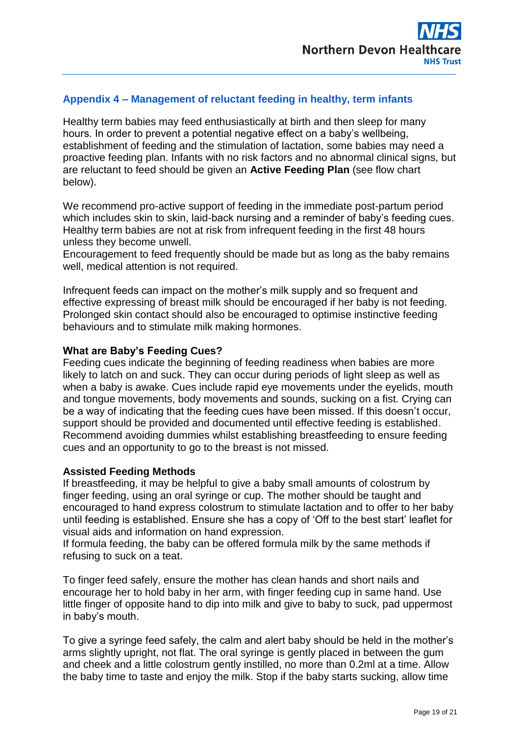## Appendix 4 – Management of reluctant feeding in healthy, term infants

Healthy term babies may feed enthusiastically at birth and then sleep for many hours. In order to prevent a potential negative effect on a baby's wellbeing, establishment of feeding and the stimulation of lactation, some babies may need a proactive feeding plan. Infants with no risk factors and no abnormal clinical signs, but are reluctant to feed should be given an **Active Feeding Plan** (see flow chart below).

We recommend pro-active support of feeding in the immediate post-partum period which includes skin to skin, laid-back nursing and a reminder of baby's feeding cues. Healthy term babies are not at risk from infrequent feeding in the first 48 hours unless they become unwell.
Encouragement to feed frequently should be made but as long as the baby remains well, medical attention is not required.

Infrequent feeds can impact on the mother's milk supply and so frequent and effective expressing of breast milk should be encouraged if her baby is not feeding. Prolonged skin contact should also be encouraged to optimise instinctive feeding behaviours and to stimulate milk making hormones.

### What are Baby's Feeding Cues?

Feeding cues indicate the beginning of feeding readiness when babies are more likely to latch on and suck. They can occur during periods of light sleep as well as when a baby is awake. Cues include rapid eye movements under the eyelids, mouth and tongue movements, body movements and sounds, sucking on a fist. Crying can be a way of indicating that the feeding cues have been missed. If this doesn't occur, support should be provided and documented until effective feeding is established. Recommend avoiding dummies whilst establishing breastfeeding to ensure feeding cues and an opportunity to go to the breast is not missed.

### Assisted Feeding Methods

If breastfeeding, it may be helpful to give a baby small amounts of colostrum by finger feeding, using an oral syringe or cup. The mother should be taught and encouraged to hand express colostrum to stimulate lactation and to offer to her baby until feeding is established. Ensure she has a copy of 'Off to the best start' leaflet for visual aids and information on hand expression.
If formula feeding, the baby can be offered formula milk by the same methods if refusing to suck on a teat.

To finger feed safely, ensure the mother has clean hands and short nails and encourage her to hold baby in her arm, with finger feeding cup in same hand. Use little finger of opposite hand to dip into milk and give to baby to suck, pad uppermost in baby's mouth.

To give a syringe feed safely, the calm and alert baby should be held in the mother's arms slightly upright, not flat. The oral syringe is gently placed in between the gum and cheek and a little colostrum gently instilled, no more than 0.2ml at a time. Allow the baby time to taste and enjoy the milk. Stop if the baby starts sucking, allow time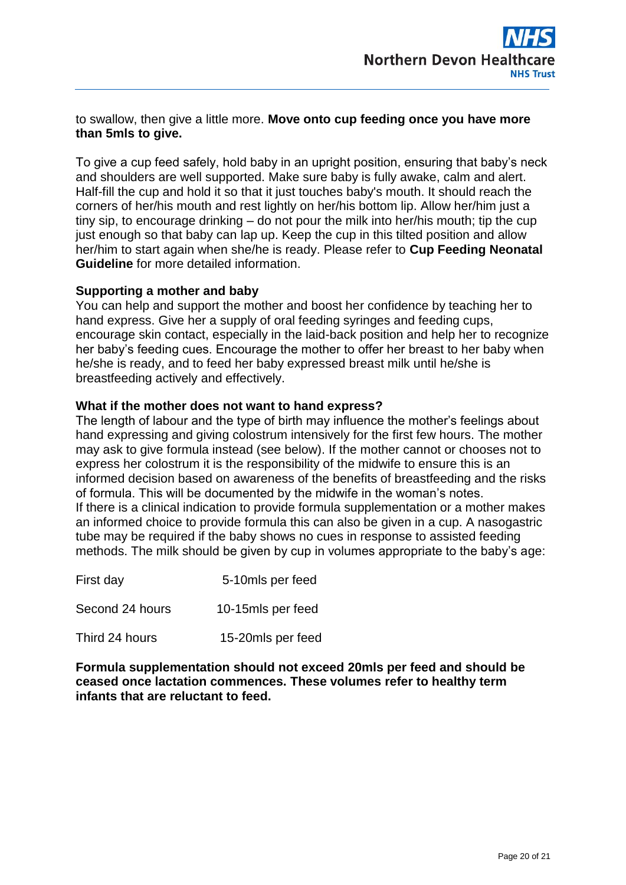to swallow, then give a little more. **Move onto cup feeding once you have more than 5mls to give.**

To give a cup feed safely, hold baby in an upright position, ensuring that baby's neck and shoulders are well supported. Make sure baby is fully awake, calm and alert. Half-fill the cup and hold it so that it just touches baby's mouth. It should reach the corners of her/his mouth and rest lightly on her/his bottom lip. Allow her/him just a tiny sip, to encourage drinking – do not pour the milk into her/his mouth; tip the cup just enough so that baby can lap up. Keep the cup in this tilted position and allow her/him to start again when she/he is ready. Please refer to **Cup Feeding Neonatal Guideline** for more detailed information.

**Supporting a mother and baby**

You can help and support the mother and boost her confidence by teaching her to hand express. Give her a supply of oral feeding syringes and feeding cups, encourage skin contact, especially in the laid-back position and help her to recognize her baby's feeding cues. Encourage the mother to offer her breast to her baby when he/she is ready, and to feed her baby expressed breast milk until he/she is breastfeeding actively and effectively.

**What if the mother does not want to hand express?**

The length of labour and the type of birth may influence the mother's feelings about hand expressing and giving colostrum intensively for the first few hours. The mother may ask to give formula instead (see below). If the mother cannot or chooses not to express her colostrum it is the responsibility of the midwife to ensure this is an informed decision based on awareness of the benefits of breastfeeding and the risks of formula. This will be documented by the midwife in the woman's notes.
If there is a clinical indication to provide formula supplementation or a mother makes an informed choice to provide formula this can also be given in a cup. A nasogastric tube may be required if the baby shows no cues in response to assisted feeding methods. The milk should be given by cup in volumes appropriate to the baby's age:

| | |
|---|---|
| First day | 5-10mls per feed |
| Second 24 hours | 10-15mls per feed |
| Third 24 hours | 15-20mls per feed |

**Formula supplementation should not exceed 20mls per feed and should be ceased once lactation commences. These volumes refer to healthy term infants that are reluctant to feed.**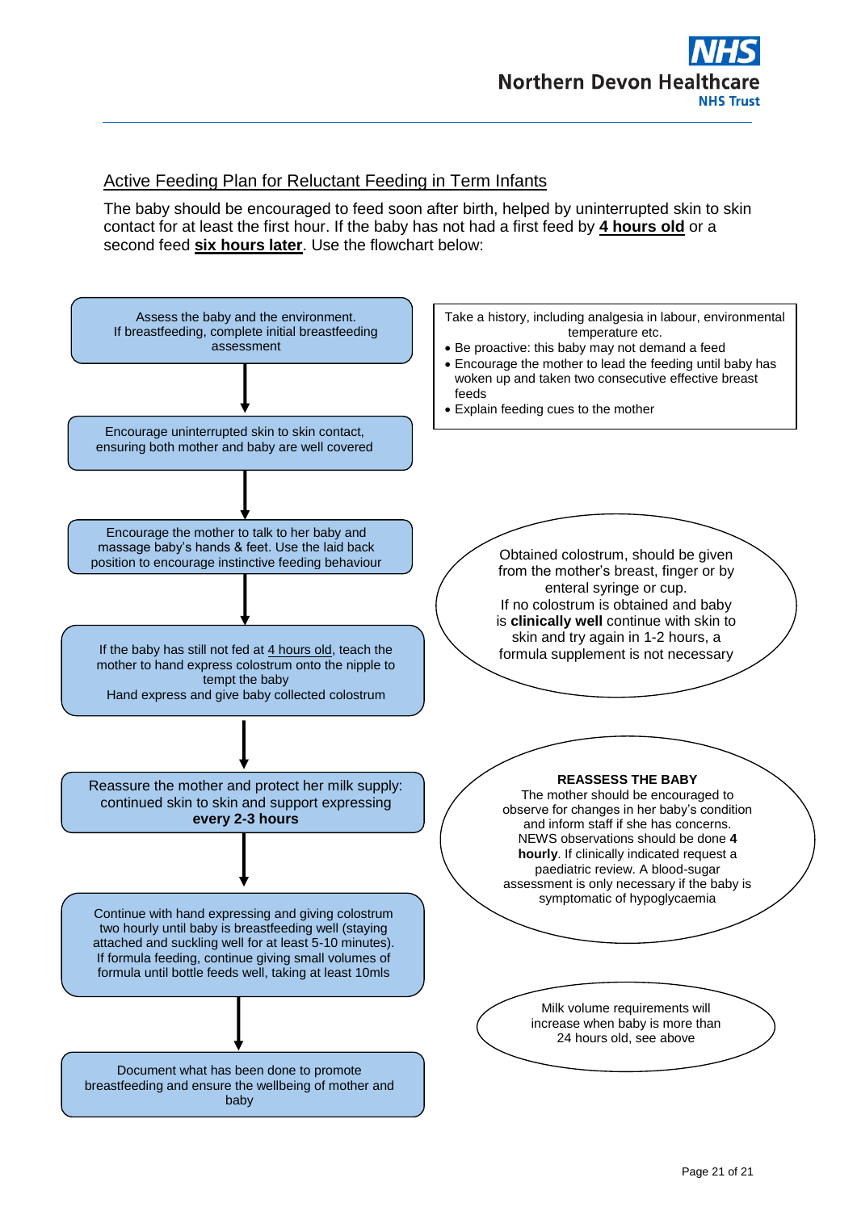## Active Feeding Plan for Reluctant Feeding in Term Infants

The baby should be encouraged to feed soon after birth, helped by uninterrupted skin to skin contact for at least the first hour. If the baby has not had a first feed by **4 hours old** or a second feed **six hours later**. Use the flowchart below:

Assess the baby and the environment.
If breastfeeding, complete initial breastfeeding assessment

↓

Encourage uninterrupted skin to skin contact, ensuring both mother and baby are well covered

↓

Encourage the mother to talk to her baby and massage baby's hands & feet. Use the laid back position to encourage instinctive feeding behaviour

↓

If the baby has still not fed at 4 hours old, teach the mother to hand express colostrum onto the nipple to tempt the baby
Hand express and give baby collected colostrum

↓

Reassure the mother and protect her milk supply: continued skin to skin and support expressing **every 2-3 hours**

↓

Continue with hand expressing and giving colostrum two hourly until baby is breastfeeding well (staying attached and suckling well for at least 5-10 minutes). If formula feeding, continue giving small volumes of formula until bottle feeds well, taking at least 10mls

↓

Document what has been done to promote breastfeeding and ensure the wellbeing of mother and baby

---

Take a history, including analgesia in labour, environmental temperature etc.

- Be proactive: this baby may not demand a feed
- Encourage the mother to lead the feeding until baby has woken up and taken two consecutive effective breast feeds
- Explain feeding cues to the mother

Obtained colostrum, should be given from the mother's breast, finger or by enteral syringe or cup.
If no colostrum is obtained and baby is **clinically well** continue with skin to skin and try again in 1-2 hours, a formula supplement is not necessary

**REASSESS THE BABY**
The mother should be encouraged to observe for changes in her baby's condition and inform staff if she has concerns. NEWS observations should be done **4 hourly**. If clinically indicated request a paediatric review. A blood-sugar assessment is only necessary if the baby is symptomatic of hypoglycaemia

Milk volume requirements will increase when baby is more than 24 hours old, see above